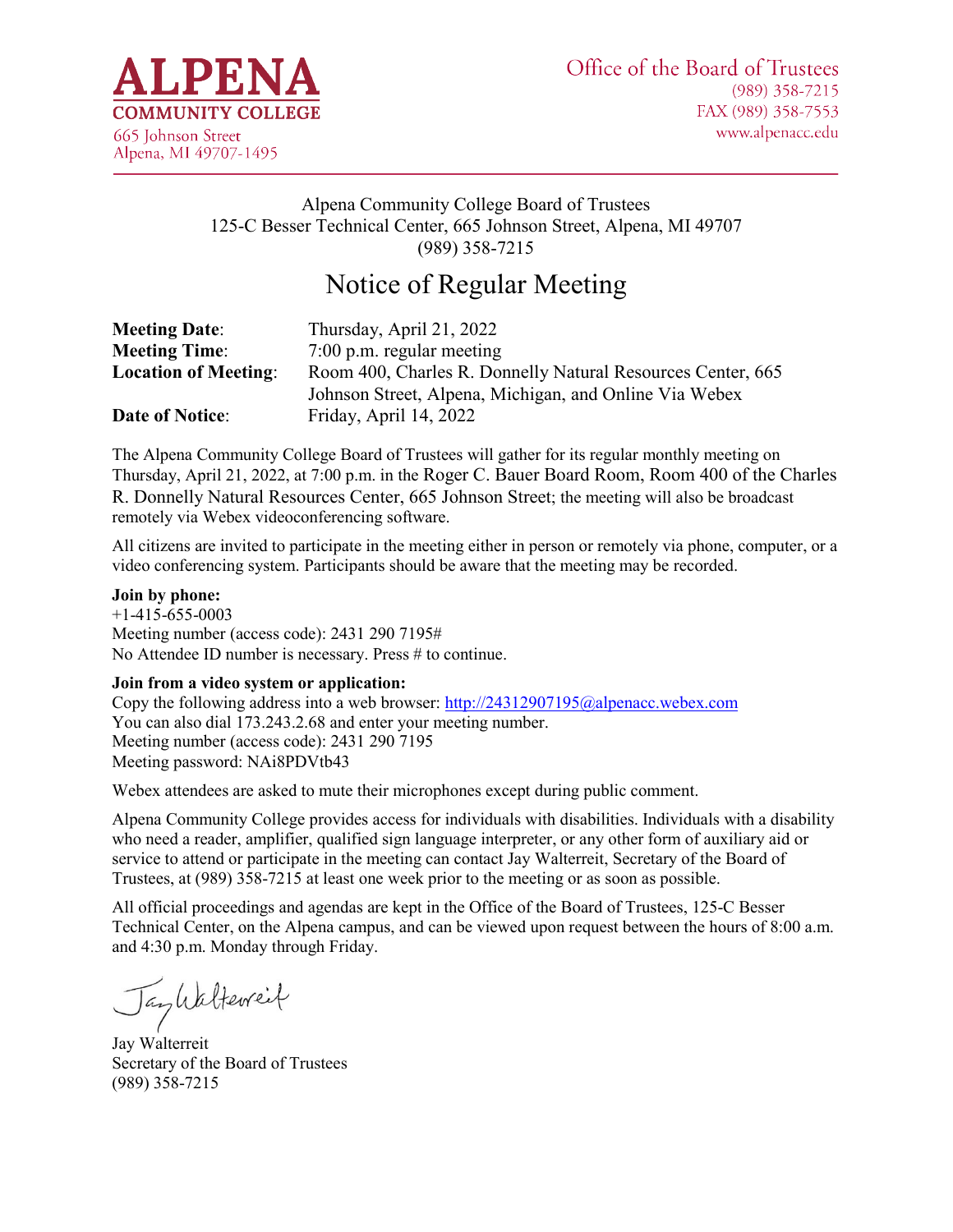**ALPENA COMMUNITY COLLEGE**
665 Johnson Street
Alpena, MI 49707-1495

Office of the Board of Trustees
(989) 358-7215
FAX (989) 358-7553
www.alpenacc.edu

Alpena Community College Board of Trustees
125-C Besser Technical Center, 665 Johnson Street, Alpena, MI 49707
(989) 358-7215

# Notice of Regular Meeting

| | |
|---|---|
| **Meeting Date**: | Thursday, April 21, 2022 |
| **Meeting Time**: | 7:00 p.m. regular meeting |
| **Location of Meeting**: | Room 400, Charles R. Donnelly Natural Resources Center, 665 Johnson Street, Alpena, Michigan, and Online Via Webex |
| **Date of Notice**: | Friday, April 14, 2022 |

The Alpena Community College Board of Trustees will gather for its regular monthly meeting on Thursday, April 21, 2022, at 7:00 p.m. in the Roger C. Bauer Board Room, Room 400 of the Charles R. Donnelly Natural Resources Center, 665 Johnson Street; the meeting will also be broadcast remotely via Webex videoconferencing software.

All citizens are invited to participate in the meeting either in person or remotely via phone, computer, or a video conferencing system. Participants should be aware that the meeting may be recorded.

**Join by phone:**
+1-415-655-0003
Meeting number (access code): 2431 290 7195#
No Attendee ID number is necessary. Press # to continue.

**Join from a video system or application:**
Copy the following address into a web browser: http://24312907195@alpenacc.webex.com
You can also dial 173.243.2.68 and enter your meeting number.
Meeting number (access code): 2431 290 7195
Meeting password: NAi8PDVtb43

Webex attendees are asked to mute their microphones except during public comment.

Alpena Community College provides access for individuals with disabilities. Individuals with a disability who need a reader, amplifier, qualified sign language interpreter, or any other form of auxiliary aid or service to attend or participate in the meeting can contact Jay Walterreit, Secretary of the Board of Trustees, at (989) 358-7215 at least one week prior to the meeting or as soon as possible.

All official proceedings and agendas are kept in the Office of the Board of Trustees, 125-C Besser Technical Center, on the Alpena campus, and can be viewed upon request between the hours of 8:00 a.m. and 4:30 p.m. Monday through Friday.

Jay Walterreit
Secretary of the Board of Trustees
(989) 358-7215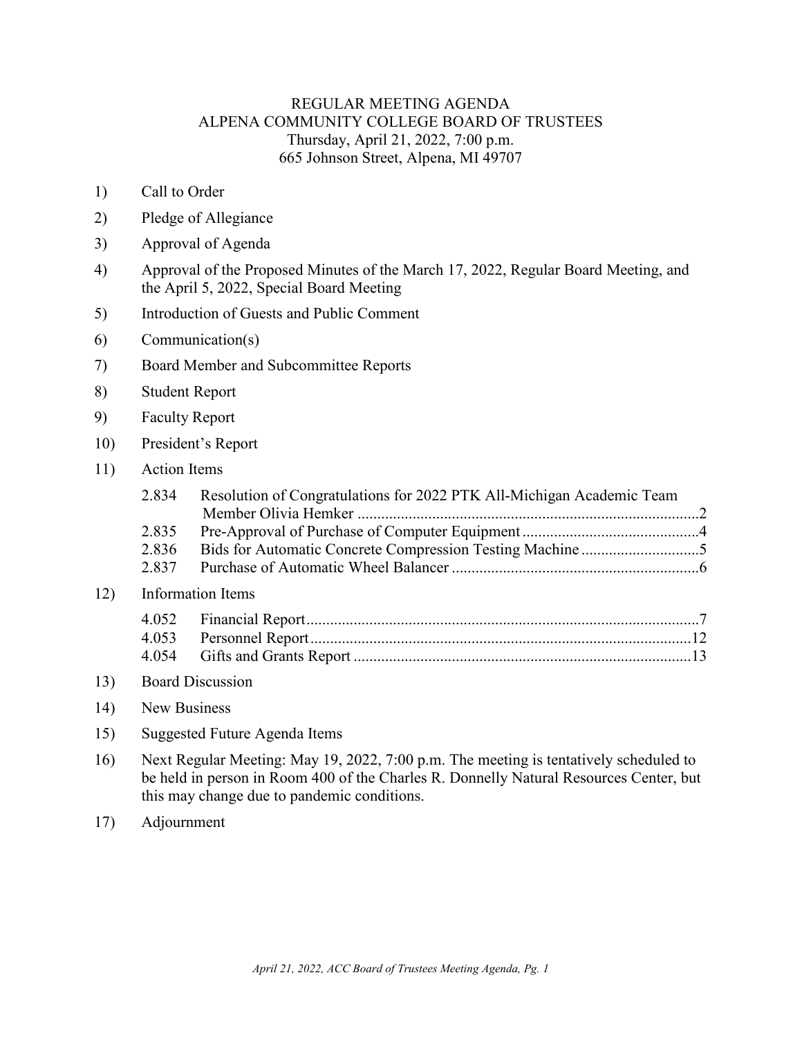# REGULAR MEETING AGENDA
## ALPENA COMMUNITY COLLEGE BOARD OF TRUSTEES

Thursday, April 21, 2022, 7:00 p.m.
665 Johnson Street, Alpena, MI 49707

1) Call to Order
2) Pledge of Allegiance
3) Approval of Agenda
4) Approval of the Proposed Minutes of the March 17, 2022, Regular Board Meeting, and the April 5, 2022, Special Board Meeting
5) Introduction of Guests and Public Comment
6) Communication(s)
7) Board Member and Subcommittee Reports
8) Student Report
9) Faculty Report
10) President's Report
11) Action Items
    - 2.834 Resolution of Congratulations for 2022 PTK All-Michigan Academic Team Member Olivia Hemker ....................2
    - 2.835 Pre-Approval of Purchase of Computer Equipment ....................4
    - 2.836 Bids for Automatic Concrete Compression Testing Machine ....................5
    - 2.837 Purchase of Automatic Wheel Balancer ....................6
12) Information Items
    - 4.052 Financial Report ....................7
    - 4.053 Personnel Report ....................12
    - 4.054 Gifts and Grants Report ....................13
13) Board Discussion
14) New Business
15) Suggested Future Agenda Items
16) Next Regular Meeting: May 19, 2022, 7:00 p.m. The meeting is tentatively scheduled to be held in person in Room 400 of the Charles R. Donnelly Natural Resources Center, but this may change due to pandemic conditions.
17) Adjournment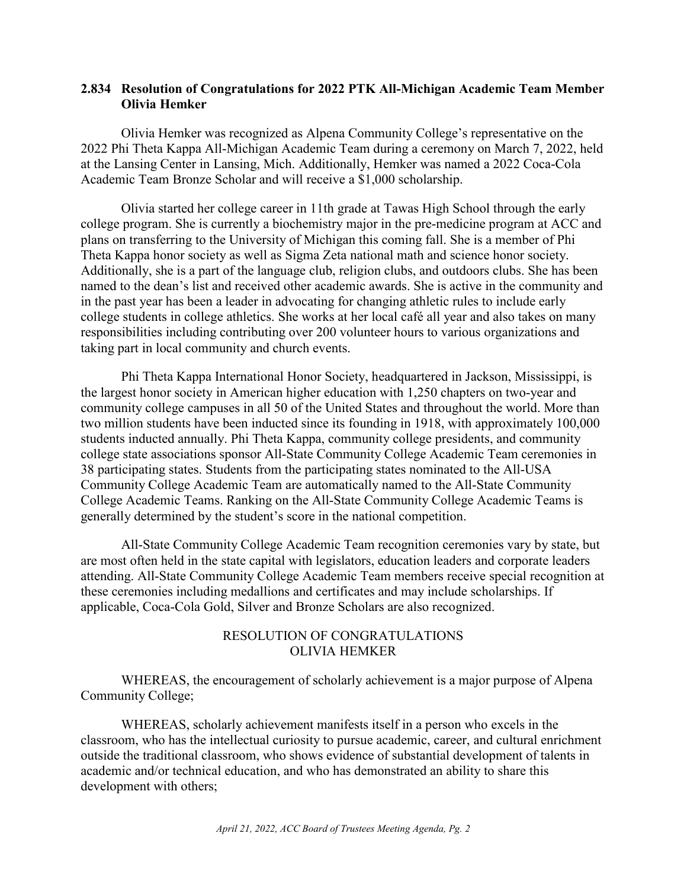### 2.834 Resolution of Congratulations for 2022 PTK All-Michigan Academic Team Member Olivia Hemker

Olivia Hemker was recognized as Alpena Community College's representative on the 2022 Phi Theta Kappa All-Michigan Academic Team during a ceremony on March 7, 2022, held at the Lansing Center in Lansing, Mich. Additionally, Hemker was named a 2022 Coca-Cola Academic Team Bronze Scholar and will receive a $1,000 scholarship.

Olivia started her college career in 11th grade at Tawas High School through the early college program. She is currently a biochemistry major in the pre-medicine program at ACC and plans on transferring to the University of Michigan this coming fall. She is a member of Phi Theta Kappa honor society as well as Sigma Zeta national math and science honor society. Additionally, she is a part of the language club, religion clubs, and outdoors clubs. She has been named to the dean's list and received other academic awards. She is active in the community and in the past year has been a leader in advocating for changing athletic rules to include early college students in college athletics. She works at her local café all year and also takes on many responsibilities including contributing over 200 volunteer hours to various organizations and taking part in local community and church events.

Phi Theta Kappa International Honor Society, headquartered in Jackson, Mississippi, is the largest honor society in American higher education with 1,250 chapters on two-year and community college campuses in all 50 of the United States and throughout the world. More than two million students have been inducted since its founding in 1918, with approximately 100,000 students inducted annually. Phi Theta Kappa, community college presidents, and community college state associations sponsor All-State Community College Academic Team ceremonies in 38 participating states. Students from the participating states nominated to the All-USA Community College Academic Team are automatically named to the All-State Community College Academic Teams. Ranking on the All-State Community College Academic Teams is generally determined by the student's score in the national competition.

All-State Community College Academic Team recognition ceremonies vary by state, but are most often held in the state capital with legislators, education leaders and corporate leaders attending. All-State Community College Academic Team members receive special recognition at these ceremonies including medallions and certificates and may include scholarships. If applicable, Coca-Cola Gold, Silver and Bronze Scholars are also recognized.

RESOLUTION OF CONGRATULATIONS
OLIVIA HEMKER

WHEREAS, the encouragement of scholarly achievement is a major purpose of Alpena Community College;

WHEREAS, scholarly achievement manifests itself in a person who excels in the classroom, who has the intellectual curiosity to pursue academic, career, and cultural enrichment outside the traditional classroom, who shows evidence of substantial development of talents in academic and/or technical education, and who has demonstrated an ability to share this development with others;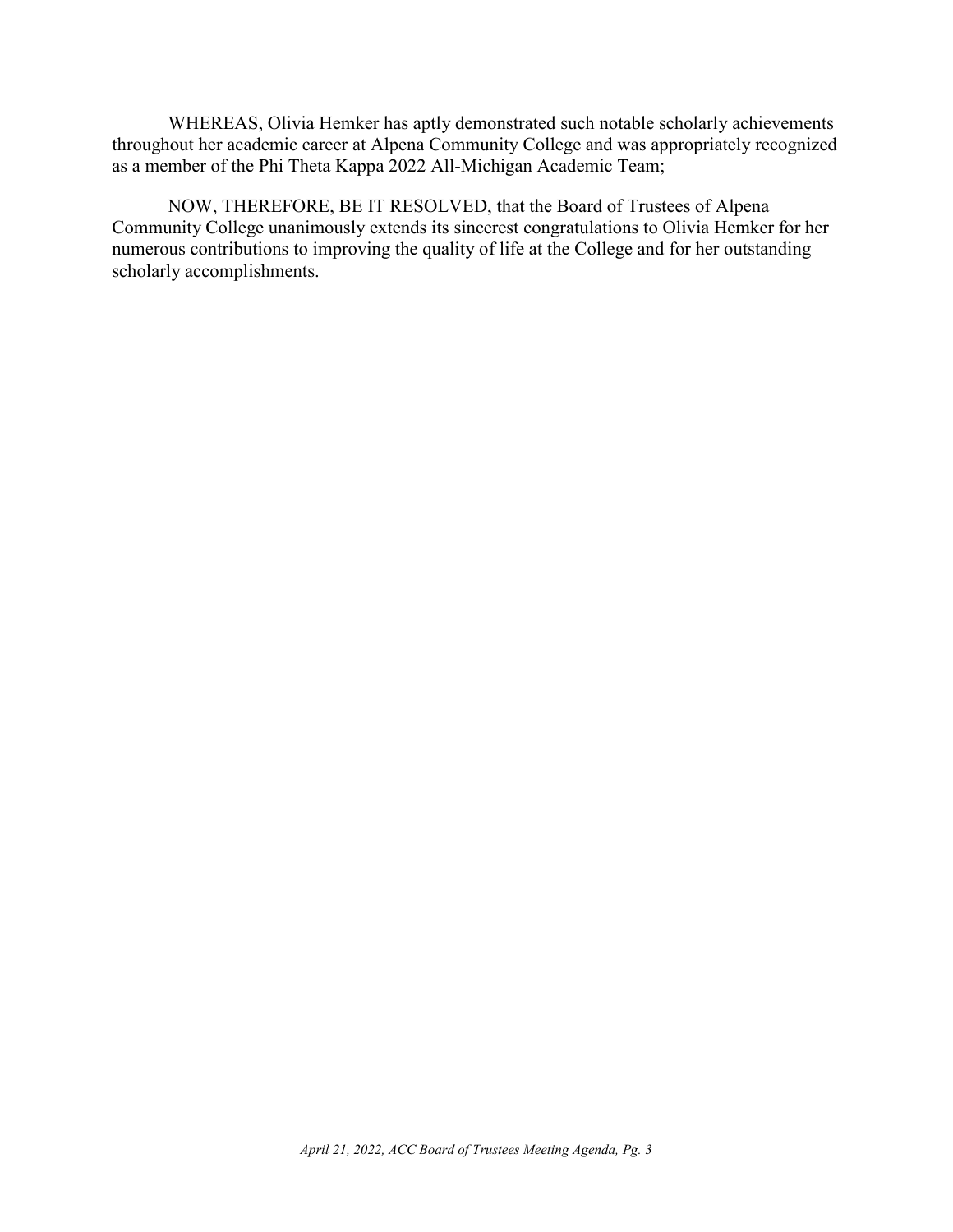WHEREAS, Olivia Hemker has aptly demonstrated such notable scholarly achievements throughout her academic career at Alpena Community College and was appropriately recognized as a member of the Phi Theta Kappa 2022 All-Michigan Academic Team;

NOW, THEREFORE, BE IT RESOLVED, that the Board of Trustees of Alpena Community College unanimously extends its sincerest congratulations to Olivia Hemker for her numerous contributions to improving the quality of life at the College and for her outstanding scholarly accomplishments.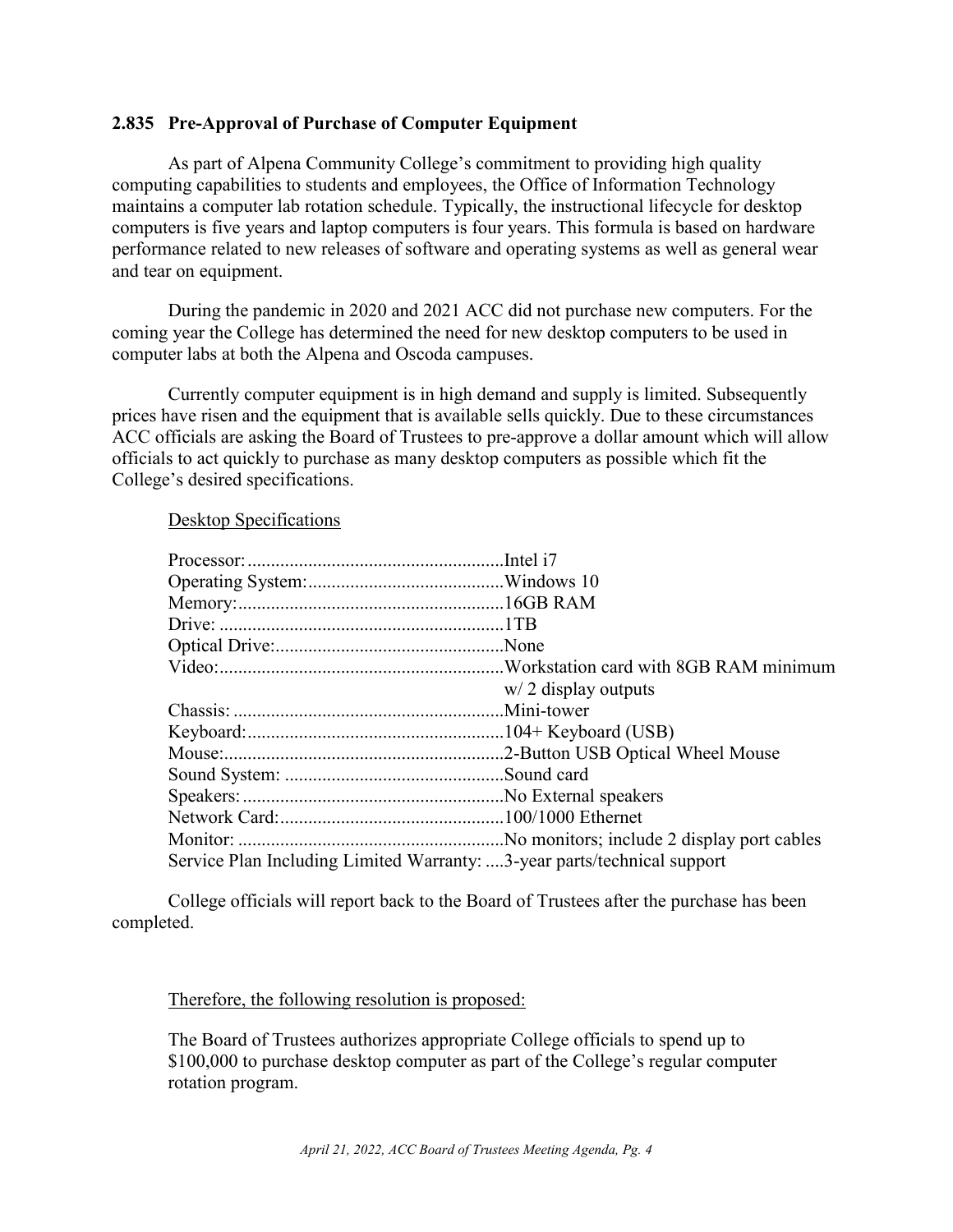### 2.835 Pre-Approval of Purchase of Computer Equipment

As part of Alpena Community College's commitment to providing high quality computing capabilities to students and employees, the Office of Information Technology maintains a computer lab rotation schedule. Typically, the instructional lifecycle for desktop computers is five years and laptop computers is four years. This formula is based on hardware performance related to new releases of software and operating systems as well as general wear and tear on equipment.

During the pandemic in 2020 and 2021 ACC did not purchase new computers. For the coming year the College has determined the need for new desktop computers to be used in computer labs at both the Alpena and Oscoda campuses.

Currently computer equipment is in high demand and supply is limited. Subsequently prices have risen and the equipment that is available sells quickly. Due to these circumstances ACC officials are asking the Board of Trustees to pre-approve a dollar amount which will allow officials to act quickly to purchase as many desktop computers as possible which fit the College's desired specifications.

<u>Desktop Specifications</u>

| | |
|---|---|
| Processor: | Intel i7 |
| Operating System: | Windows 10 |
| Memory: | 16GB RAM |
| Drive: | 1TB |
| Optical Drive: | None |
| Video: | Workstation card with 8GB RAM minimum w/ 2 display outputs |
| Chassis: | Mini-tower |
| Keyboard: | 104+ Keyboard (USB) |
| Mouse: | 2-Button USB Optical Wheel Mouse |
| Sound System: | Sound card |
| Speakers: | No External speakers |
| Network Card: | 100/1000 Ethernet |
| Monitor: | No monitors; include 2 display port cables |
| Service Plan Including Limited Warranty: | 3-year parts/technical support |

College officials will report back to the Board of Trustees after the purchase has been completed.

<u>Therefore, the following resolution is proposed:</u>

The Board of Trustees authorizes appropriate College officials to spend up to $100,000 to purchase desktop computer as part of the College's regular computer rotation program.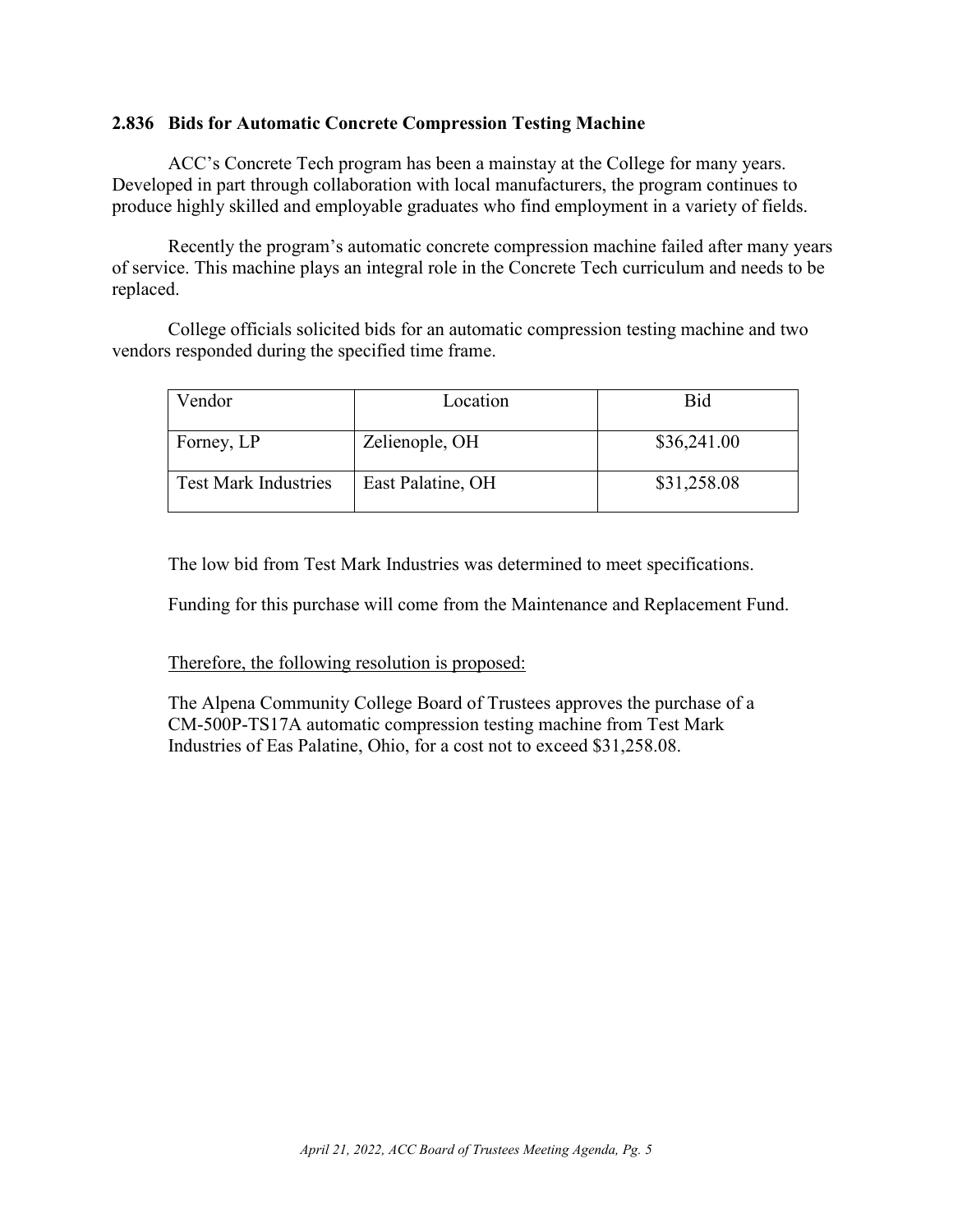### 2.836 Bids for Automatic Concrete Compression Testing Machine

ACC's Concrete Tech program has been a mainstay at the College for many years. Developed in part through collaboration with local manufacturers, the program continues to produce highly skilled and employable graduates who find employment in a variety of fields.

Recently the program's automatic concrete compression machine failed after many years of service. This machine plays an integral role in the Concrete Tech curriculum and needs to be replaced.

College officials solicited bids for an automatic compression testing machine and two vendors responded during the specified time frame.

| Vendor | Location | Bid |
|---|---|---|
| Forney, LP | Zelienople, OH | $36,241.00 |
| Test Mark Industries | East Palatine, OH | $31,258.08 |

The low bid from Test Mark Industries was determined to meet specifications.

Funding for this purchase will come from the Maintenance and Replacement Fund.

<u>Therefore, the following resolution is proposed:</u>

The Alpena Community College Board of Trustees approves the purchase of a CM-500P-TS17A automatic compression testing machine from Test Mark Industries of Eas Palatine, Ohio, for a cost not to exceed $31,258.08.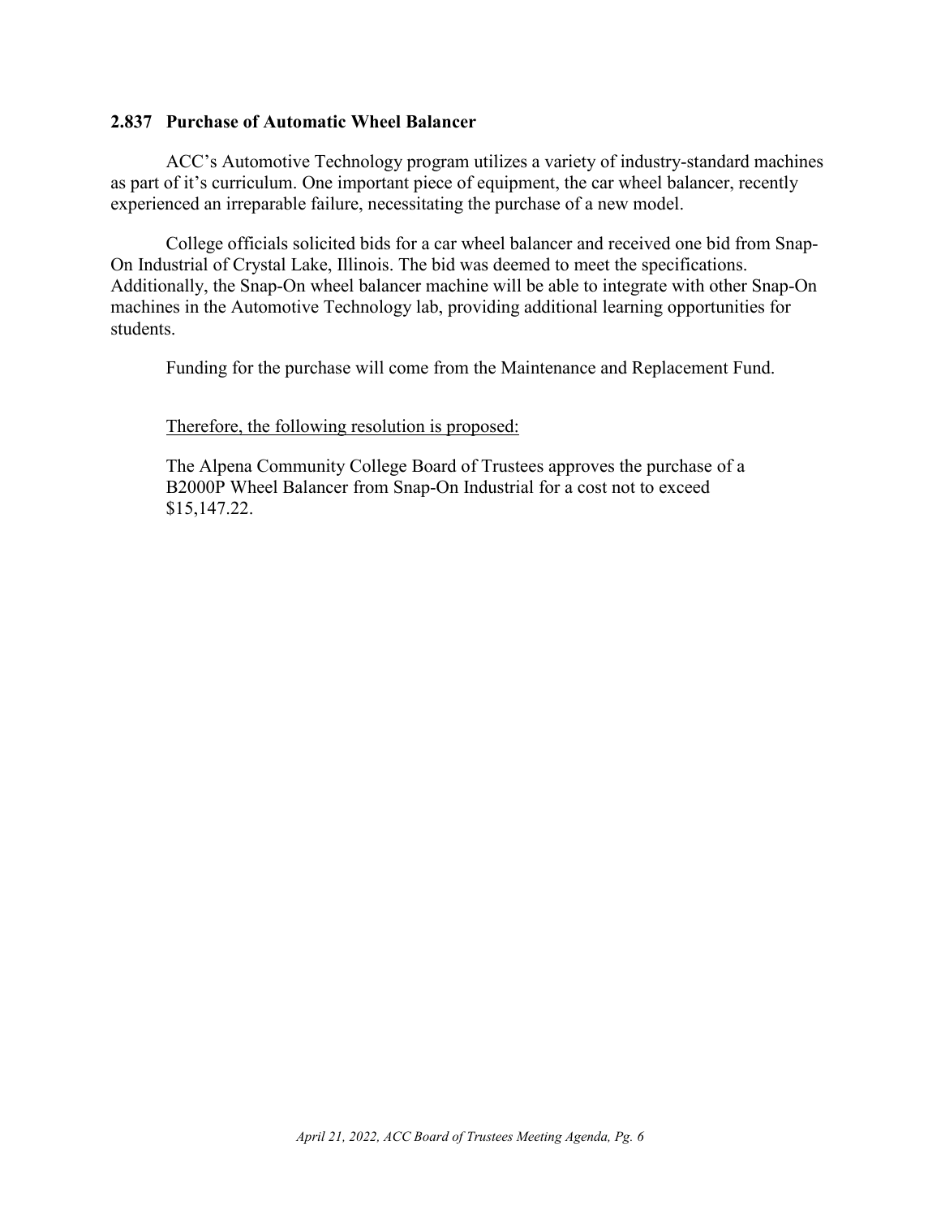### 2.837 Purchase of Automatic Wheel Balancer

ACC's Automotive Technology program utilizes a variety of industry-standard machines as part of it's curriculum. One important piece of equipment, the car wheel balancer, recently experienced an irreparable failure, necessitating the purchase of a new model.

College officials solicited bids for a car wheel balancer and received one bid from Snap-On Industrial of Crystal Lake, Illinois. The bid was deemed to meet the specifications. Additionally, the Snap-On wheel balancer machine will be able to integrate with other Snap-On machines in the Automotive Technology lab, providing additional learning opportunities for students.

Funding for the purchase will come from the Maintenance and Replacement Fund.

<u>Therefore, the following resolution is proposed:</u>

The Alpena Community College Board of Trustees approves the purchase of a B2000P Wheel Balancer from Snap-On Industrial for a cost not to exceed $15,147.22.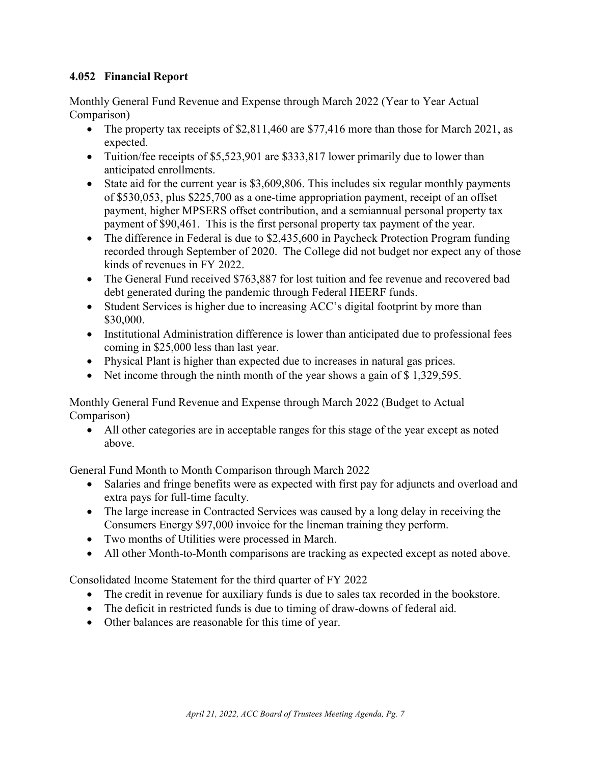### 4.052 Financial Report

Monthly General Fund Revenue and Expense through March 2022 (Year to Year Actual Comparison)

- The property tax receipts of $2,811,460 are $77,416 more than those for March 2021, as expected.
- Tuition/fee receipts of $5,523,901 are $333,817 lower primarily due to lower than anticipated enrollments.
- State aid for the current year is $3,609,806. This includes six regular monthly payments of $530,053, plus $225,700 as a one-time appropriation payment, receipt of an offset payment, higher MPSERS offset contribution, and a semiannual personal property tax payment of $90,461. This is the first personal property tax payment of the year.
- The difference in Federal is due to $2,435,600 in Paycheck Protection Program funding recorded through September of 2020. The College did not budget nor expect any of those kinds of revenues in FY 2022.
- The General Fund received $763,887 for lost tuition and fee revenue and recovered bad debt generated during the pandemic through Federal HEERF funds.
- Student Services is higher due to increasing ACC's digital footprint by more than $30,000.
- Institutional Administration difference is lower than anticipated due to professional fees coming in $25,000 less than last year.
- Physical Plant is higher than expected due to increases in natural gas prices.
- Net income through the ninth month of the year shows a gain of $ 1,329,595.

Monthly General Fund Revenue and Expense through March 2022 (Budget to Actual Comparison)

- All other categories are in acceptable ranges for this stage of the year except as noted above.

General Fund Month to Month Comparison through March 2022

- Salaries and fringe benefits were as expected with first pay for adjuncts and overload and extra pays for full-time faculty.
- The large increase in Contracted Services was caused by a long delay in receiving the Consumers Energy $97,000 invoice for the lineman training they perform.
- Two months of Utilities were processed in March.
- All other Month-to-Month comparisons are tracking as expected except as noted above.

Consolidated Income Statement for the third quarter of FY 2022

- The credit in revenue for auxiliary funds is due to sales tax recorded in the bookstore.
- The deficit in restricted funds is due to timing of draw-downs of federal aid.
- Other balances are reasonable for this time of year.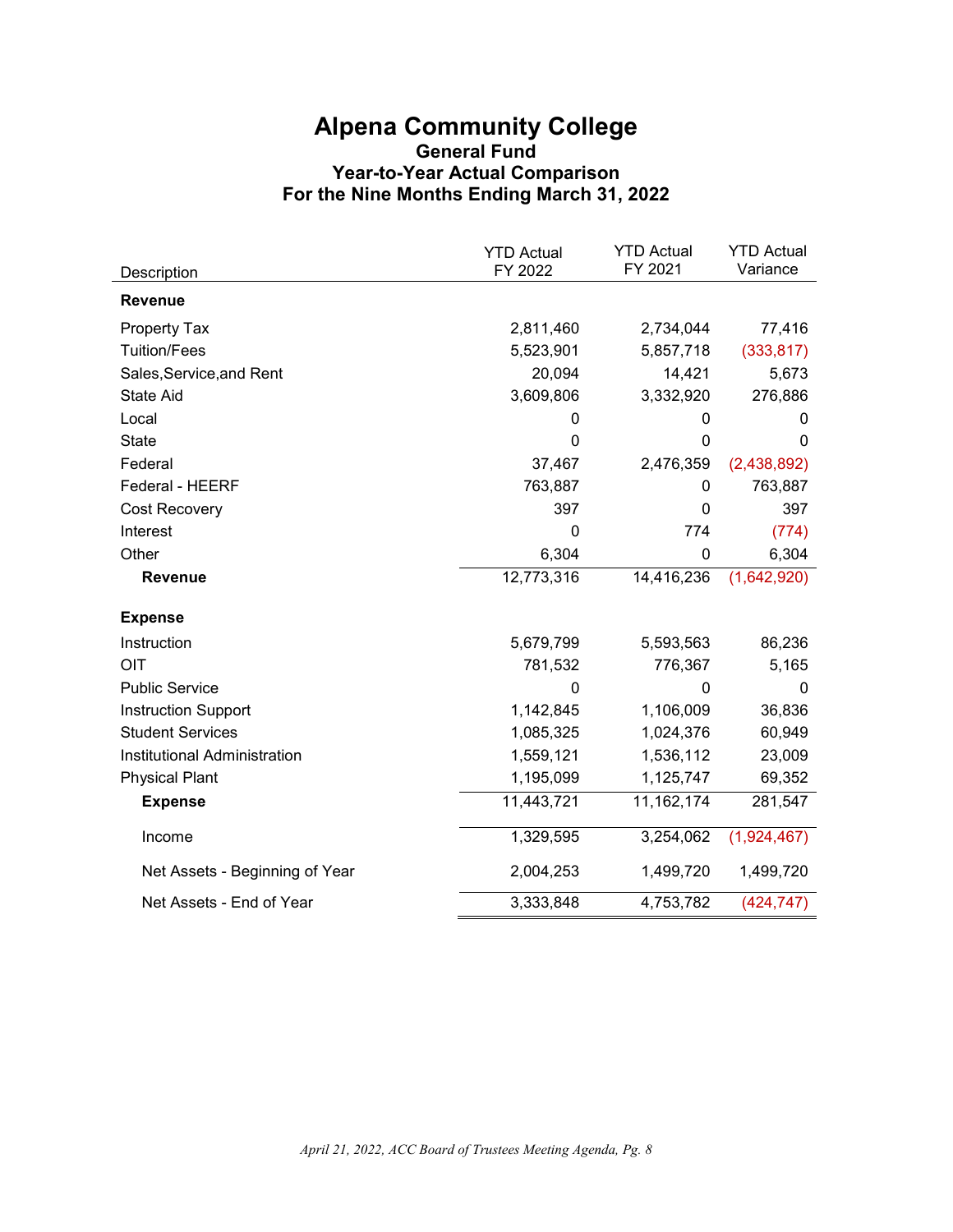# Alpena Community College

## General Fund

## Year-to-Year Actual Comparison

## For the Nine Months Ending March 31, 2022

| Description | YTD Actual FY 2022 | YTD Actual FY 2021 | YTD Actual Variance |
|---|---|---|---|
| **Revenue** | | | |
| Property Tax | 2,811,460 | 2,734,044 | 77,416 |
| Tuition/Fees | 5,523,901 | 5,857,718 | (333,817) |
| Sales,Service,and Rent | 20,094 | 14,421 | 5,673 |
| State Aid | 3,609,806 | 3,332,920 | 276,886 |
| Local | 0 | 0 | 0 |
| State | 0 | 0 | 0 |
| Federal | 37,467 | 2,476,359 | (2,438,892) |
| Federal - HEERF | 763,887 | 0 | 763,887 |
| Cost Recovery | 397 | 0 | 397 |
| Interest | 0 | 774 | (774) |
| Other | 6,304 | 0 | 6,304 |
| **Revenue** | 12,773,316 | 14,416,236 | (1,642,920) |
| **Expense** | | | |
| Instruction | 5,679,799 | 5,593,563 | 86,236 |
| OIT | 781,532 | 776,367 | 5,165 |
| Public Service | 0 | 0 | 0 |
| Instruction Support | 1,142,845 | 1,106,009 | 36,836 |
| Student Services | 1,085,325 | 1,024,376 | 60,949 |
| Institutional Administration | 1,559,121 | 1,536,112 | 23,009 |
| Physical Plant | 1,195,099 | 1,125,747 | 69,352 |
| **Expense** | 11,443,721 | 11,162,174 | 281,547 |
| Income | 1,329,595 | 3,254,062 | (1,924,467) |
| Net Assets - Beginning of Year | 2,004,253 | 1,499,720 | 1,499,720 |
| Net Assets - End of Year | 3,333,848 | 4,753,782 | (424,747) |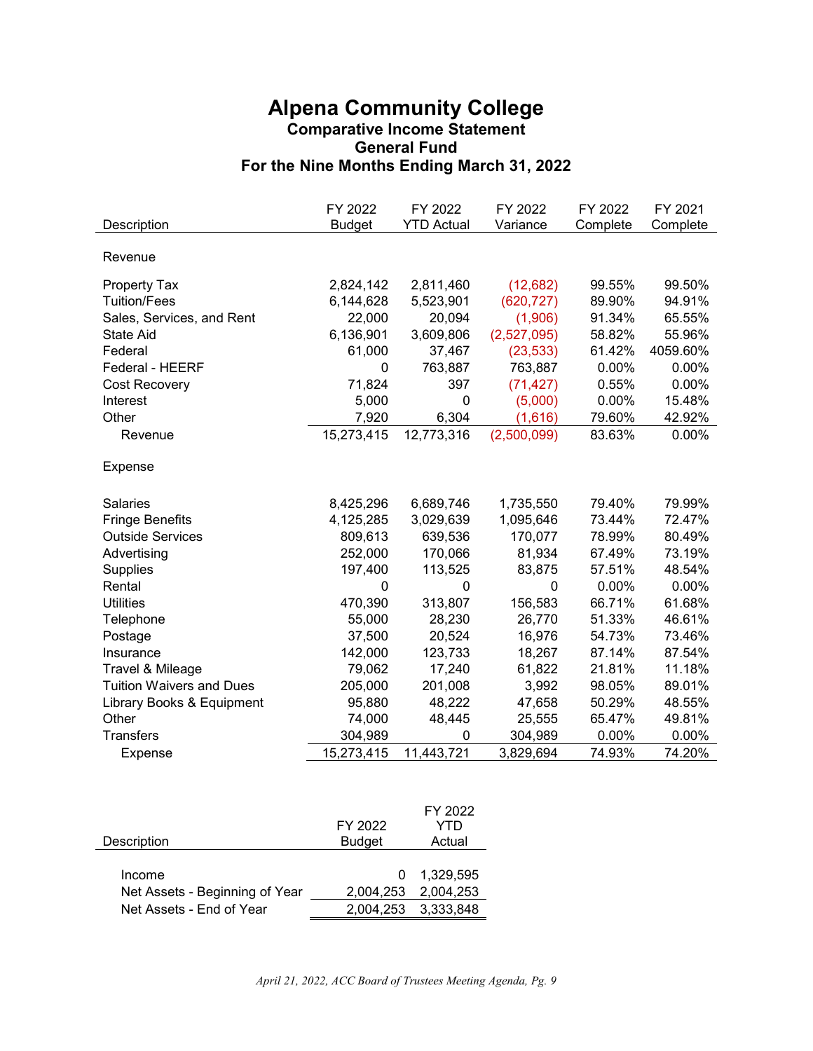# Alpena Community College

## Comparative Income Statement
## General Fund
## For the Nine Months Ending March 31, 2022

| Description | FY 2022 Budget | FY 2022 YTD Actual | FY 2022 Variance | FY 2022 Complete | FY 2021 Complete |
|---|---|---|---|---|---|
| **Revenue** | | | | | |
| Property Tax | 2,824,142 | 2,811,460 | (12,682) | 99.55% | 99.50% |
| Tuition/Fees | 6,144,628 | 5,523,901 | (620,727) | 89.90% | 94.91% |
| Sales, Services, and Rent | 22,000 | 20,094 | (1,906) | 91.34% | 65.55% |
| State Aid | 6,136,901 | 3,609,806 | (2,527,095) | 58.82% | 55.96% |
| Federal | 61,000 | 37,467 | (23,533) | 61.42% | 4059.60% |
| Federal - HEERF | 0 | 763,887 | 763,887 | 0.00% | 0.00% |
| Cost Recovery | 71,824 | 397 | (71,427) | 0.55% | 0.00% |
| Interest | 5,000 | 0 | (5,000) | 0.00% | 15.48% |
| Other | 7,920 | 6,304 | (1,616) | 79.60% | 42.92% |
| Revenue | 15,273,415 | 12,773,316 | (2,500,099) | 83.63% | 0.00% |
| **Expense** | | | | | |
| Salaries | 8,425,296 | 6,689,746 | 1,735,550 | 79.40% | 79.99% |
| Fringe Benefits | 4,125,285 | 3,029,639 | 1,095,646 | 73.44% | 72.47% |
| Outside Services | 809,613 | 639,536 | 170,077 | 78.99% | 80.49% |
| Advertising | 252,000 | 170,066 | 81,934 | 67.49% | 73.19% |
| Supplies | 197,400 | 113,525 | 83,875 | 57.51% | 48.54% |
| Rental | 0 | 0 | 0 | 0.00% | 0.00% |
| Utilities | 470,390 | 313,807 | 156,583 | 66.71% | 61.68% |
| Telephone | 55,000 | 28,230 | 26,770 | 51.33% | 46.61% |
| Postage | 37,500 | 20,524 | 16,976 | 54.73% | 73.46% |
| Insurance | 142,000 | 123,733 | 18,267 | 87.14% | 87.54% |
| Travel & Mileage | 79,062 | 17,240 | 61,822 | 21.81% | 11.18% |
| Tuition Waivers and Dues | 205,000 | 201,008 | 3,992 | 98.05% | 89.01% |
| Library Books & Equipment | 95,880 | 48,222 | 47,658 | 50.29% | 48.55% |
| Other | 74,000 | 48,445 | 25,555 | 65.47% | 49.81% |
| Transfers | 304,989 | 0 | 304,989 | 0.00% | 0.00% |
| Expense | 15,273,415 | 11,443,721 | 3,829,694 | 74.93% | 74.20% |

| Description | FY 2022 Budget | FY 2022 YTD Actual |
|---|---|---|
| Income | 0 | 1,329,595 |
| Net Assets - Beginning of Year | 2,004,253 | 2,004,253 |
| Net Assets - End of Year | 2,004,253 | 3,333,848 |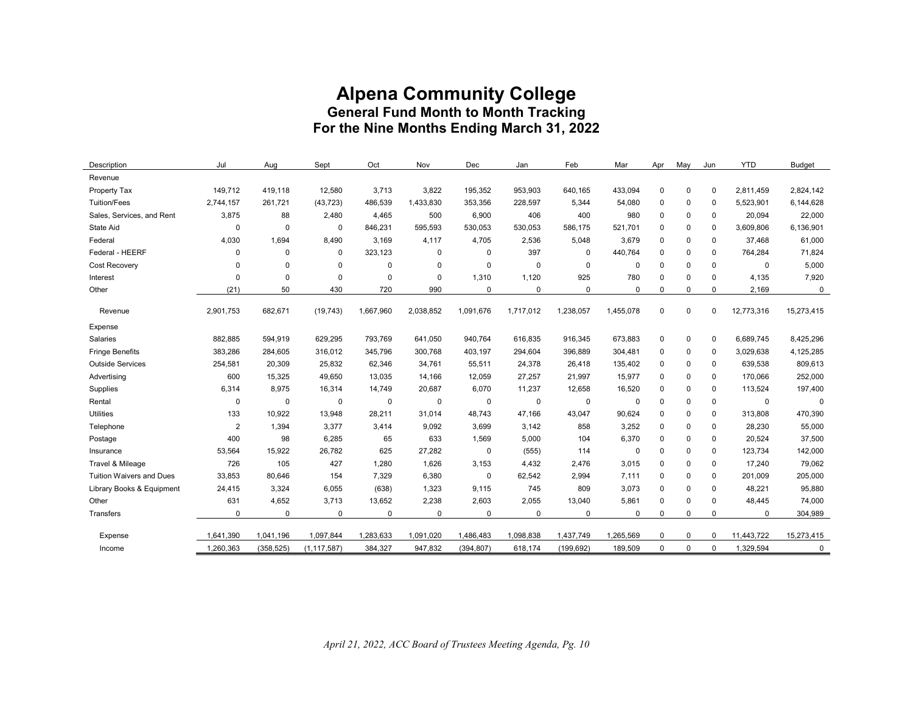# Alpena Community College

## General Fund Month to Month Tracking

## For the Nine Months Ending March 31, 2022

| Description | Jul | Aug | Sept | Oct | Nov | Dec | Jan | Feb | Mar | Apr | May | Jun | YTD | Budget |
|---|---|---|---|---|---|---|---|---|---|---|---|---|---|---|
| Revenue | | | | | | | | | | | | | | |
| Property Tax | 149,712 | 419,118 | 12,580 | 3,713 | 3,822 | 195,352 | 953,903 | 640,165 | 433,094 | 0 | 0 | 0 | 2,811,459 | 2,824,142 |
| Tuition/Fees | 2,744,157 | 261,721 | (43,723) | 486,539 | 1,433,830 | 353,356 | 228,597 | 5,344 | 54,080 | 0 | 0 | 0 | 5,523,901 | 6,144,628 |
| Sales, Services, and Rent | 3,875 | 88 | 2,480 | 4,465 | 500 | 6,900 | 406 | 400 | 980 | 0 | 0 | 0 | 20,094 | 22,000 |
| State Aid | 0 | 0 | 0 | 846,231 | 595,593 | 530,053 | 530,053 | 586,175 | 521,701 | 0 | 0 | 0 | 3,609,806 | 6,136,901 |
| Federal | 4,030 | 1,694 | 8,490 | 3,169 | 4,117 | 4,705 | 2,536 | 5,048 | 3,679 | 0 | 0 | 0 | 37,468 | 61,000 |
| Federal - HEERF | 0 | 0 | 0 | 323,123 | 0 | 0 | 397 | 0 | 440,764 | 0 | 0 | 0 | 764,284 | 71,824 |
| Cost Recovery | 0 | 0 | 0 | 0 | 0 | 0 | 0 | 0 | 0 | 0 | 0 | 0 | 0 | 5,000 |
| Interest | 0 | 0 | 0 | 0 | 0 | 1,310 | 1,120 | 925 | 780 | 0 | 0 | 0 | 4,135 | 7,920 |
| Other | (21) | 50 | 430 | 720 | 990 | 0 | 0 | 0 | 0 | 0 | 0 | 0 | 2,169 | 0 |
| Revenue | 2,901,753 | 682,671 | (19,743) | 1,667,960 | 2,038,852 | 1,091,676 | 1,717,012 | 1,238,057 | 1,455,078 | 0 | 0 | 0 | 12,773,316 | 15,273,415 |
| Expense | | | | | | | | | | | | | | |
| Salaries | 882,885 | 594,919 | 629,295 | 793,769 | 641,050 | 940,764 | 616,835 | 916,345 | 673,883 | 0 | 0 | 0 | 6,689,745 | 8,425,296 |
| Fringe Benefits | 383,286 | 284,605 | 316,012 | 345,796 | 300,768 | 403,197 | 294,604 | 396,889 | 304,481 | 0 | 0 | 0 | 3,029,638 | 4,125,285 |
| Outside Services | 254,581 | 20,309 | 25,832 | 62,346 | 34,761 | 55,511 | 24,378 | 26,418 | 135,402 | 0 | 0 | 0 | 639,538 | 809,613 |
| Advertising | 600 | 15,325 | 49,650 | 13,035 | 14,166 | 12,059 | 27,257 | 21,997 | 15,977 | 0 | 0 | 0 | 170,066 | 252,000 |
| Supplies | 6,314 | 8,975 | 16,314 | 14,749 | 20,687 | 6,070 | 11,237 | 12,658 | 16,520 | 0 | 0 | 0 | 113,524 | 197,400 |
| Rental | 0 | 0 | 0 | 0 | 0 | 0 | 0 | 0 | 0 | 0 | 0 | 0 | 0 | 0 |
| Utilities | 133 | 10,922 | 13,948 | 28,211 | 31,014 | 48,743 | 47,166 | 43,047 | 90,624 | 0 | 0 | 0 | 313,808 | 470,390 |
| Telephone | 2 | 1,394 | 3,377 | 3,414 | 9,092 | 3,699 | 3,142 | 858 | 3,252 | 0 | 0 | 0 | 28,230 | 55,000 |
| Postage | 400 | 98 | 6,285 | 65 | 633 | 1,569 | 5,000 | 104 | 6,370 | 0 | 0 | 0 | 20,524 | 37,500 |
| Insurance | 53,564 | 15,922 | 26,782 | 625 | 27,282 | 0 | (555) | 114 | 0 | 0 | 0 | 0 | 123,734 | 142,000 |
| Travel & Mileage | 726 | 105 | 427 | 1,280 | 1,626 | 3,153 | 4,432 | 2,476 | 3,015 | 0 | 0 | 0 | 17,240 | 79,062 |
| Tuition Waivers and Dues | 33,853 | 80,646 | 154 | 7,329 | 6,380 | 0 | 62,542 | 2,994 | 7,111 | 0 | 0 | 0 | 201,009 | 205,000 |
| Library Books & Equipment | 24,415 | 3,324 | 6,055 | (638) | 1,323 | 9,115 | 745 | 809 | 3,073 | 0 | 0 | 0 | 48,221 | 95,880 |
| Other | 631 | 4,652 | 3,713 | 13,652 | 2,238 | 2,603 | 2,055 | 13,040 | 5,861 | 0 | 0 | 0 | 48,445 | 74,000 |
| Transfers | 0 | 0 | 0 | 0 | 0 | 0 | 0 | 0 | 0 | 0 | 0 | 0 | 0 | 304,989 |
| Expense | 1,641,390 | 1,041,196 | 1,097,844 | 1,283,633 | 1,091,020 | 1,486,483 | 1,098,838 | 1,437,749 | 1,265,569 | 0 | 0 | 0 | 11,443,722 | 15,273,415 |
| Income | 1,260,363 | (358,525) | (1,117,587) | 384,327 | 947,832 | (394,807) | 618,174 | (199,692) | 189,509 | 0 | 0 | 0 | 1,329,594 | 0 |

*April 21, 2022, ACC Board of Trustees Meeting Agenda, Pg. 10*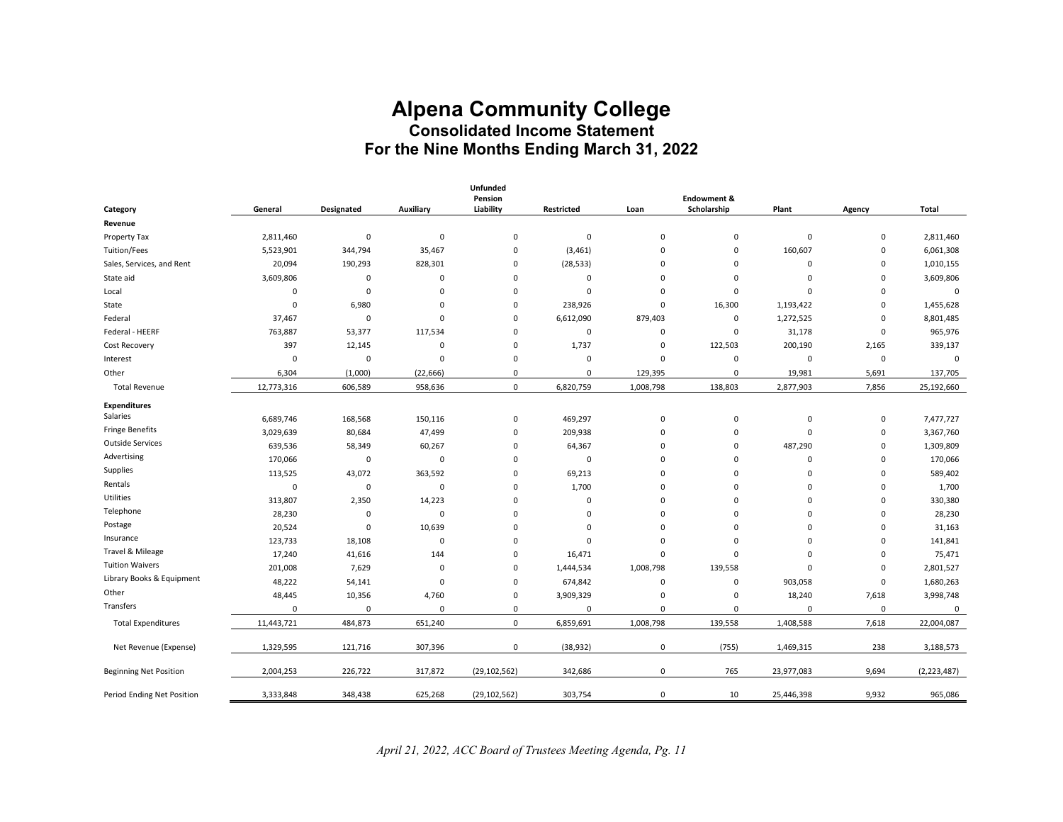# Alpena Community College

## Consolidated Income Statement

### For the Nine Months Ending March 31, 2022

| Category | General | Designated | Auxiliary | Unfunded Pension Liability | Restricted | Loan | Endowment & Scholarship | Plant | Agency | Total |
|---|---|---|---|---|---|---|---|---|---|---|
| **Revenue** | | | | | | | | | | |
| Property Tax | 2,811,460 | 0 | 0 | 0 | 0 | 0 | 0 | 0 | 0 | 2,811,460 |
| Tuition/Fees | 5,523,901 | 344,794 | 35,467 | 0 | (3,461) | 0 | 0 | 160,607 | 0 | 6,061,308 |
| Sales, Services, and Rent | 20,094 | 190,293 | 828,301 | 0 | (28,533) | 0 | 0 | 0 | 0 | 1,010,155 |
| State aid | 3,609,806 | 0 | 0 | 0 | 0 | 0 | 0 | 0 | 0 | 3,609,806 |
| Local | 0 | 0 | 0 | 0 | 0 | 0 | 0 | 0 | 0 | 0 |
| State | 0 | 6,980 | 0 | 0 | 238,926 | 0 | 16,300 | 1,193,422 | 0 | 1,455,628 |
| Federal | 37,467 | 0 | 0 | 0 | 6,612,090 | 879,403 | 0 | 1,272,525 | 0 | 8,801,485 |
| Federal - HEERF | 763,887 | 53,377 | 117,534 | 0 | 0 | 0 | 0 | 31,178 | 0 | 965,976 |
| Cost Recovery | 397 | 12,145 | 0 | 0 | 1,737 | 0 | 122,503 | 200,190 | 2,165 | 339,137 |
| Interest | 0 | 0 | 0 | 0 | 0 | 0 | 0 | 0 | 0 | 0 |
| Other | 6,304 | (1,000) | (22,666) | 0 | 0 | 129,395 | 0 | 19,981 | 5,691 | 137,705 |
| Total Revenue | 12,773,316 | 606,589 | 958,636 | 0 | 6,820,759 | 1,008,798 | 138,803 | 2,877,903 | 7,856 | 25,192,660 |
| **Expenditures** | | | | | | | | | | |
| Salaries | 6,689,746 | 168,568 | 150,116 | 0 | 469,297 | 0 | 0 | 0 | 0 | 7,477,727 |
| Fringe Benefits | 3,029,639 | 80,684 | 47,499 | 0 | 209,938 | 0 | 0 | 0 | 0 | 3,367,760 |
| Outside Services | 639,536 | 58,349 | 60,267 | 0 | 64,367 | 0 | 0 | 487,290 | 0 | 1,309,809 |
| Advertising | 170,066 | 0 | 0 | 0 | 0 | 0 | 0 | 0 | 0 | 170,066 |
| Supplies | 113,525 | 43,072 | 363,592 | 0 | 69,213 | 0 | 0 | 0 | 0 | 589,402 |
| Rentals | 0 | 0 | 0 | 0 | 1,700 | 0 | 0 | 0 | 0 | 1,700 |
| Utilities | 313,807 | 2,350 | 14,223 | 0 | 0 | 0 | 0 | 0 | 0 | 330,380 |
| Telephone | 28,230 | 0 | 0 | 0 | 0 | 0 | 0 | 0 | 0 | 28,230 |
| Postage | 20,524 | 0 | 10,639 | 0 | 0 | 0 | 0 | 0 | 0 | 31,163 |
| Insurance | 123,733 | 18,108 | 0 | 0 | 0 | 0 | 0 | 0 | 0 | 141,841 |
| Travel & Mileage | 17,240 | 41,616 | 144 | 0 | 16,471 | 0 | 0 | 0 | 0 | 75,471 |
| Tuition Waivers | 201,008 | 7,629 | 0 | 0 | 1,444,534 | 1,008,798 | 139,558 | 0 | 0 | 2,801,527 |
| Library Books & Equipment | 48,222 | 54,141 | 0 | 0 | 674,842 | 0 | 0 | 903,058 | 0 | 1,680,263 |
| Other | 48,445 | 10,356 | 4,760 | 0 | 3,909,329 | 0 | 0 | 18,240 | 7,618 | 3,998,748 |
| Transfers | 0 | 0 | 0 | 0 | 0 | 0 | 0 | 0 | 0 | 0 |
| Total Expenditures | 11,443,721 | 484,873 | 651,240 | 0 | 6,859,691 | 1,008,798 | 139,558 | 1,408,588 | 7,618 | 22,004,087 |
| Net Revenue (Expense) | 1,329,595 | 121,716 | 307,396 | 0 | (38,932) | 0 | (755) | 1,469,315 | 238 | 3,188,573 |
| Beginning Net Position | 2,004,253 | 226,722 | 317,872 | (29,102,562) | 342,686 | 0 | 765 | 23,977,083 | 9,694 | (2,223,487) |
| Period Ending Net Position | 3,333,848 | 348,438 | 625,268 | (29,102,562) | 303,754 | 0 | 10 | 25,446,398 | 9,932 | 965,086 |

*April 21, 2022, ACC Board of Trustees Meeting Agenda, Pg. 11*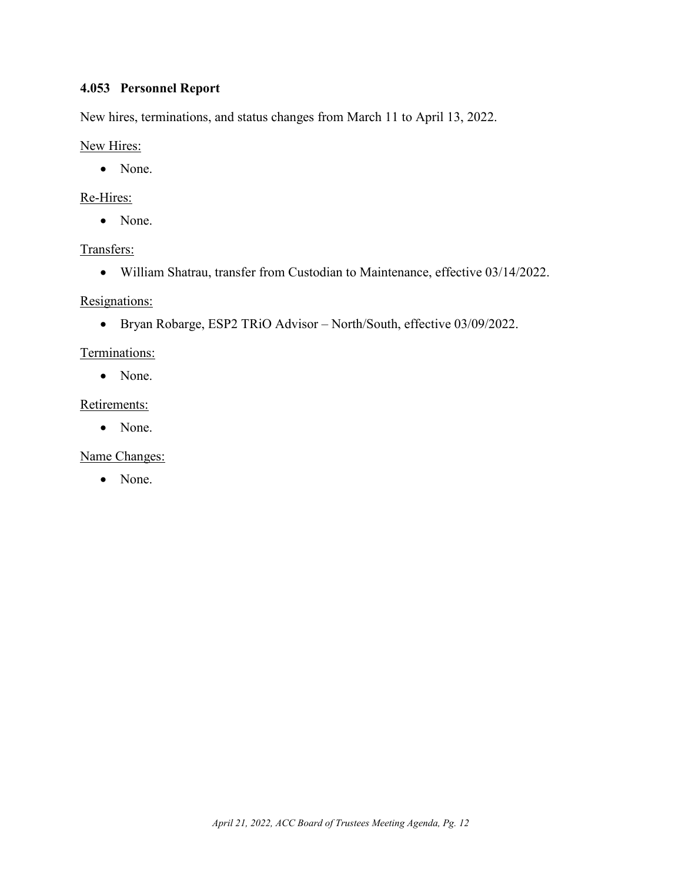### 4.053 Personnel Report

New hires, terminations, and status changes from March 11 to April 13, 2022.

New Hires:

- None.

Re-Hires:

- None.

Transfers:

- William Shatrau, transfer from Custodian to Maintenance, effective 03/14/2022.

Resignations:

- Bryan Robarge, ESP2 TRiO Advisor – North/South, effective 03/09/2022.

Terminations:

- None.

Retirements:

- None.

Name Changes:

- None.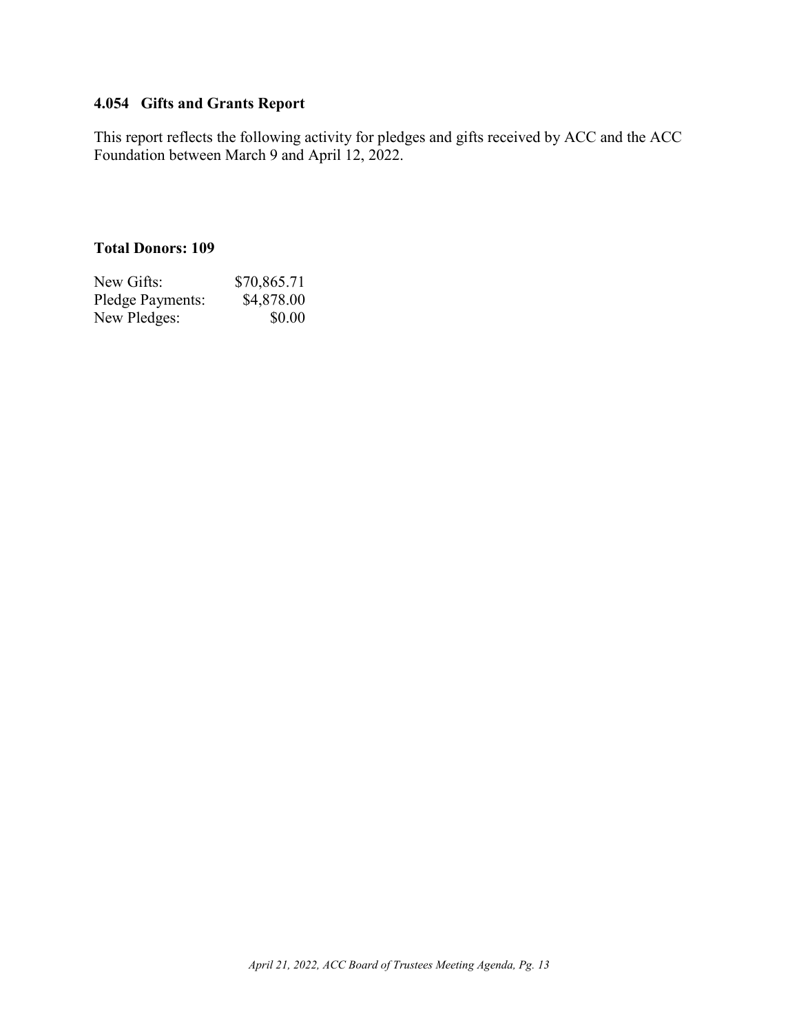### 4.054 Gifts and Grants Report

This report reflects the following activity for pledges and gifts received by ACC and the ACC Foundation between March 9 and April 12, 2022.

**Total Donors: 109**

| | |
|---|---:|
| New Gifts: | $70,865.71 |
| Pledge Payments: | $4,878.00 |
| New Pledges: | $0.00 |